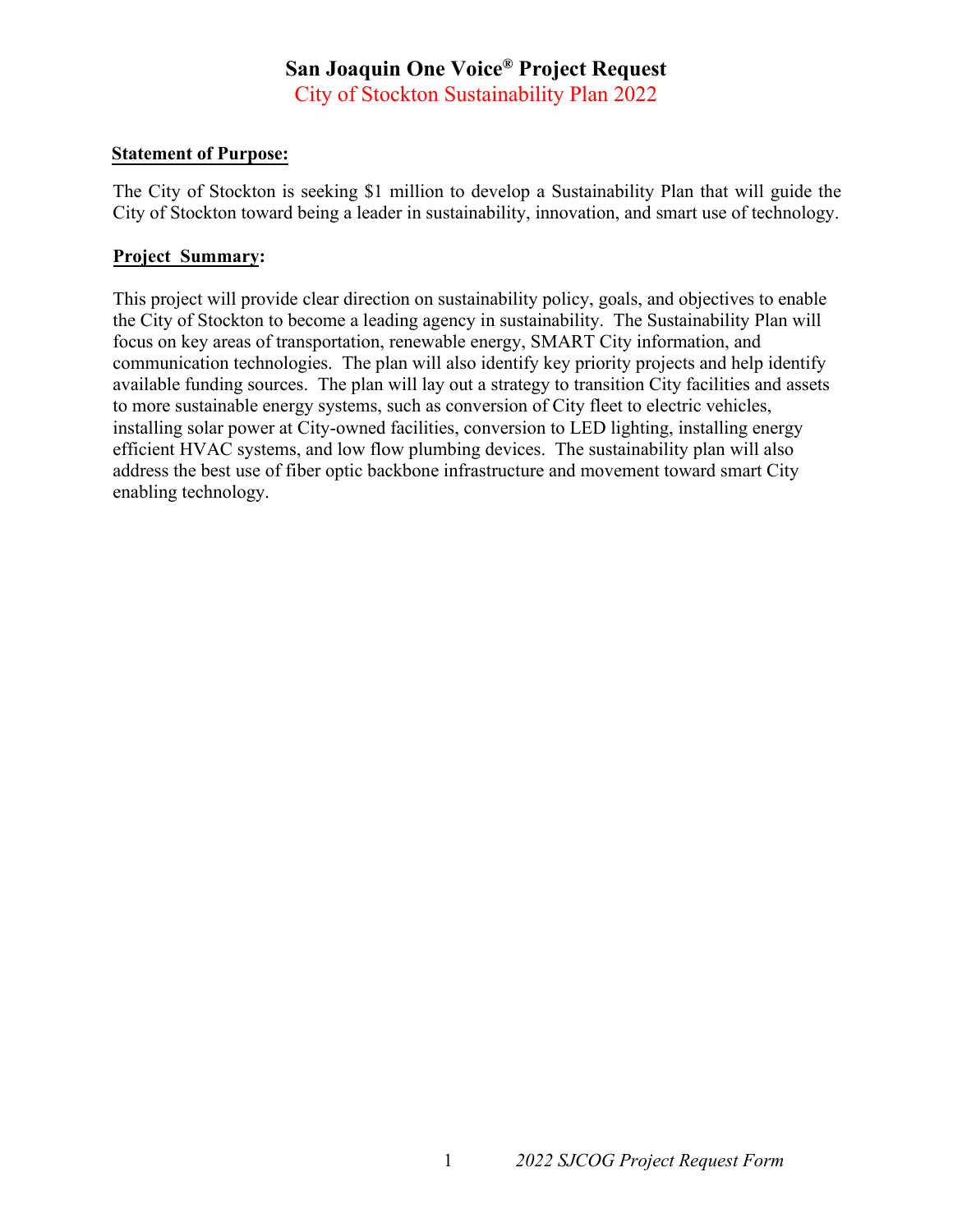# San Joaquin One Voice® Project Request

## City of Stockton Sustainability Plan 2022

**Statement of Purpose:**

The City of Stockton is seeking $1 million to develop a Sustainability Plan that will guide the City of Stockton toward being a leader in sustainability, innovation, and smart use of technology.

**Project Summary:**

This project will provide clear direction on sustainability policy, goals, and objectives to enable the City of Stockton to become a leading agency in sustainability. The Sustainability Plan will focus on key areas of transportation, renewable energy, SMART City information, and communication technologies. The plan will also identify key priority projects and help identify available funding sources. The plan will lay out a strategy to transition City facilities and assets to more sustainable energy systems, such as conversion of City fleet to electric vehicles, installing solar power at City-owned facilities, conversion to LED lighting, installing energy efficient HVAC systems, and low flow plumbing devices. The sustainability plan will also address the best use of fiber optic backbone infrastructure and movement toward smart City enabling technology.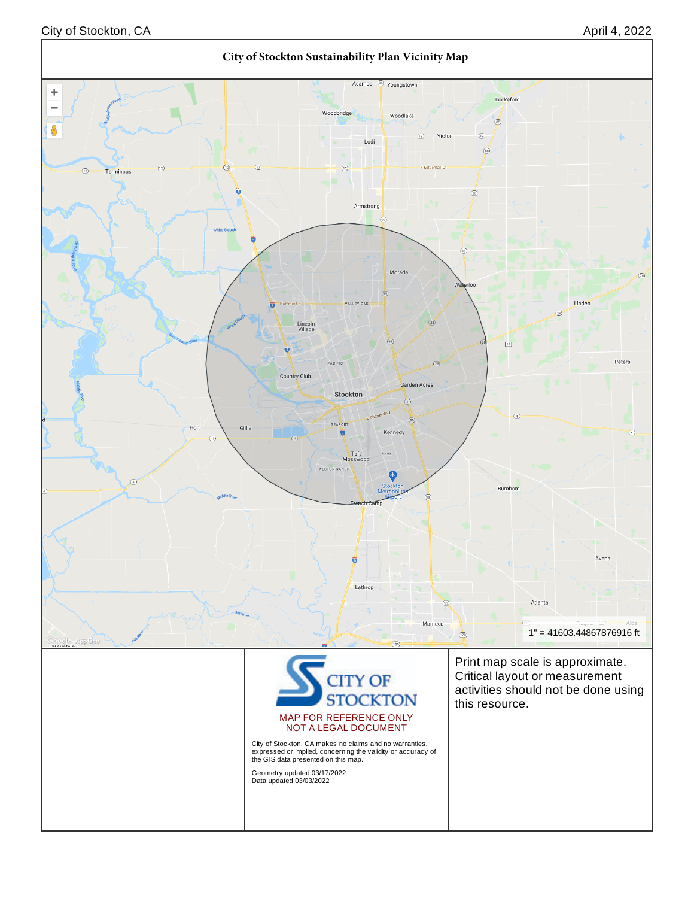City of Stockton, CA

April 4, 2022

# City of Stockton Sustainability Plan Vicinity Map

1" = 41603.44867876916 ft

CITY OF STOCKTON

MAP FOR REFERENCE ONLY
NOT A LEGAL DOCUMENT

City of Stockton, CA makes no claims and no warranties, expressed or implied, concerning the validity or accuracy of the GIS data presented on this map.

Geometry updated 03/17/2022
Data updated 03/03/2022

Print map scale is approximate. Critical layout or measurement activities should not be done using this resource.